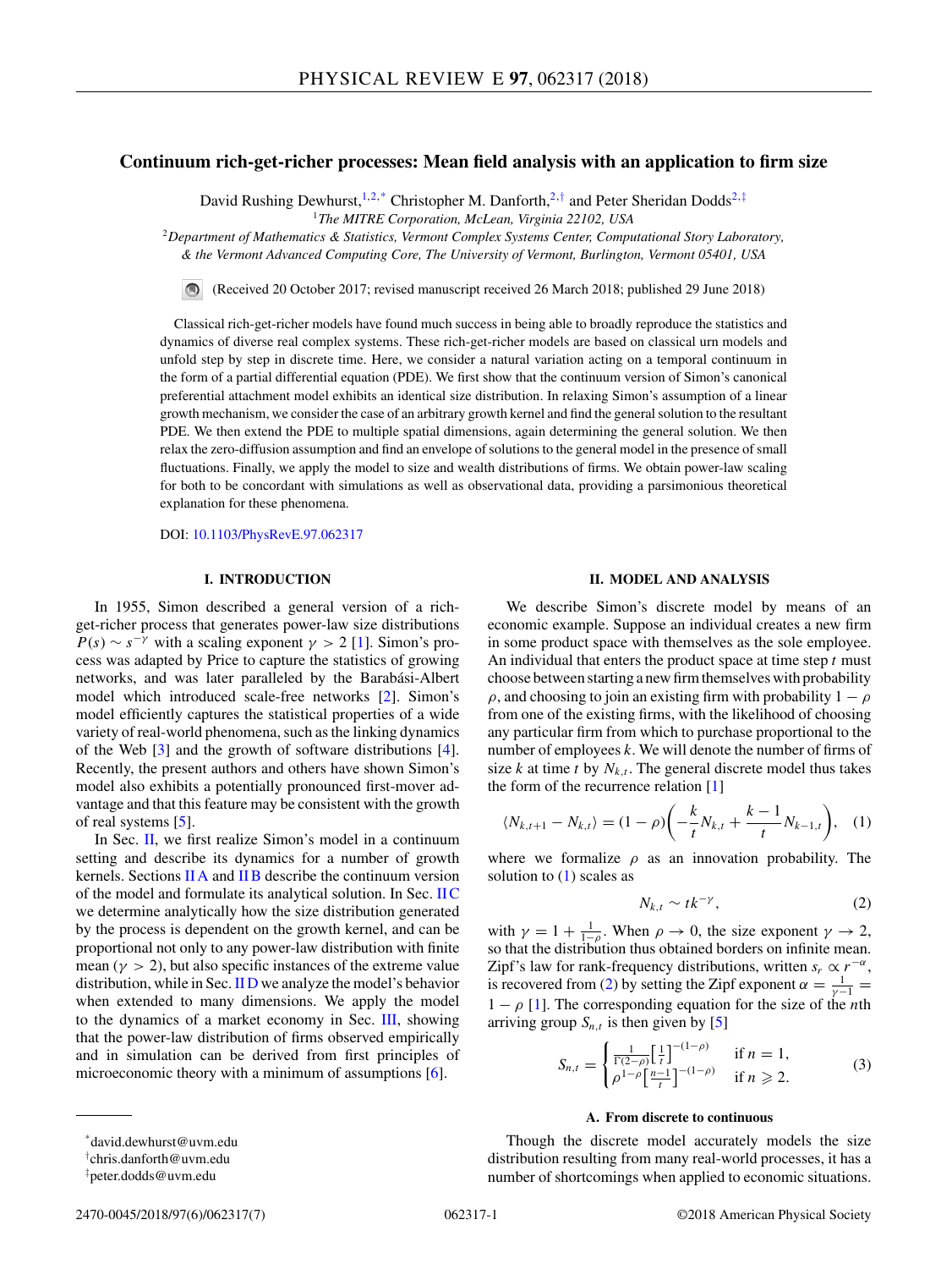# Continuum rich-get-richer processes: Mean field analysis with an application to firm size

David Rushing Dewhurst,[1,2,*] Christopher M. Danforth,[2,†] and Peter Sheridan Dodds[2,‡]

[1]The MITRE Corporation, McLean, Virginia 22102, USA

[2]Department of Mathematics & Statistics, Vermont Complex Systems Center, Computational Story Laboratory, & the Vermont Advanced Computing Core, The University of Vermont, Burlington, Vermont 05401, USA

(Received 20 October 2017; revised manuscript received 26 March 2018; published 29 June 2018)

Classical rich-get-richer models have found much success in being able to broadly reproduce the statistics and dynamics of diverse real complex systems. These rich-get-richer models are based on classical urn models and unfold step by step in discrete time. Here, we consider a natural variation acting on a temporal continuum in the form of a partial differential equation (PDE). We first show that the continuum version of Simon's canonical preferential attachment model exhibits an identical size distribution. In relaxing Simon's assumption of a linear growth mechanism, we consider the case of an arbitrary growth kernel and find the general solution to the resultant PDE. We then extend the PDE to multiple spatial dimensions, again determining the general solution. We then relax the zero-diffusion assumption and find an envelope of solutions to the general model in the presence of small fluctuations. Finally, we apply the model to size and wealth distributions of firms. We obtain power-law scaling for both to be concordant with simulations as well as observational data, providing a parsimonious theoretical explanation for these phenomena.

DOI: 10.1103/PhysRevE.97.062317

## I. INTRODUCTION

In 1955, Simon described a general version of a rich-get-richer process that generates power-law size distributions $P(s) \sim s^{-\gamma}$ with a scaling exponent $\gamma > 2$ [1]. Simon's process was adapted by Price to capture the statistics of growing networks, and was later paralleled by the Barabási-Albert model which introduced scale-free networks [2]. Simon's model efficiently captures the statistical properties of a wide variety of real-world phenomena, such as the linking dynamics of the Web [3] and the growth of software distributions [4]. Recently, the present authors and others have shown Simon's model also exhibits a potentially pronounced first-mover advantage and that this feature may be consistent with the growth of real systems [5].

In Sec. II, we first realize Simon's model in a continuum setting and describe its dynamics for a number of growth kernels. Sections II A and II B describe the continuum version of the model and formulate its analytical solution. In Sec. II C we determine analytically how the size distribution generated by the process is dependent on the growth kernel, and can be proportional not only to any power-law distribution with finite mean ($\gamma > 2$), but also specific instances of the extreme value distribution, while in Sec. II D we analyze the model's behavior when extended to many dimensions. We apply the model to the dynamics of a market economy in Sec. III, showing that the power-law distribution of firms observed empirically and in simulation can be derived from first principles of microeconomic theory with a minimum of assumptions [6].

## II. MODEL AND ANALYSIS

We describe Simon's discrete model by means of an economic example. Suppose an individual creates a new firm in some product space with themselves as the sole employee. An individual that enters the product space at time step $t$ must choose between starting a new firm themselves with probability $\rho$, and choosing to join an existing firm with probability $1-\rho$ from one of the existing firms, with the likelihood of choosing any particular firm from which to purchase proportional to the number of employees $k$. We will denote the number of firms of size $k$ at time $t$ by $N_{k,t}$. The general discrete model thus takes the form of the recurrence relation [1]

$$\langle N_{k,t+1} - N_{k,t} \rangle = (1-\rho)\left(-\frac{k}{t}N_{k,t} + \frac{k-1}{t}N_{k-1,t}\right), \quad (1)$$

where we formalize $\rho$ as an innovation probability. The solution to (1) scales as

$$N_{k,t} \sim tk^{-\gamma}, \quad (2)$$

with $\gamma = 1 + \frac{1}{1-\rho}$. When $\rho \to 0$, the size exponent $\gamma \to 2$, so that the distribution thus obtained borders on infinite mean. Zipf's law for rank-frequency distributions, written $s_r \propto r^{-\alpha}$, is recovered from (2) by setting the Zipf exponent $\alpha = \frac{1}{\gamma-1} = 1-\rho$ [1]. The corresponding equation for the size of the $n$th arriving group $S_{n,t}$ is then given by [5]

$$S_{n,t} = \begin{cases} \frac{1}{\Gamma(2-\rho)}\left[\frac{1}{t}\right]^{-(1-\rho)} & \text{if } n = 1, \\ \rho^{1-\rho}\left[\frac{n-1}{t}\right]^{-(1-\rho)} & \text{if } n \geqslant 2. \end{cases} \quad (3)$$

### A. From discrete to continuous

Though the discrete model accurately models the size distribution resulting from many real-world processes, it has a number of shortcomings when applied to economic situations.

*david.dewhurst@uvm.edu

†chris.danforth@uvm.edu

‡peter.dodds@uvm.edu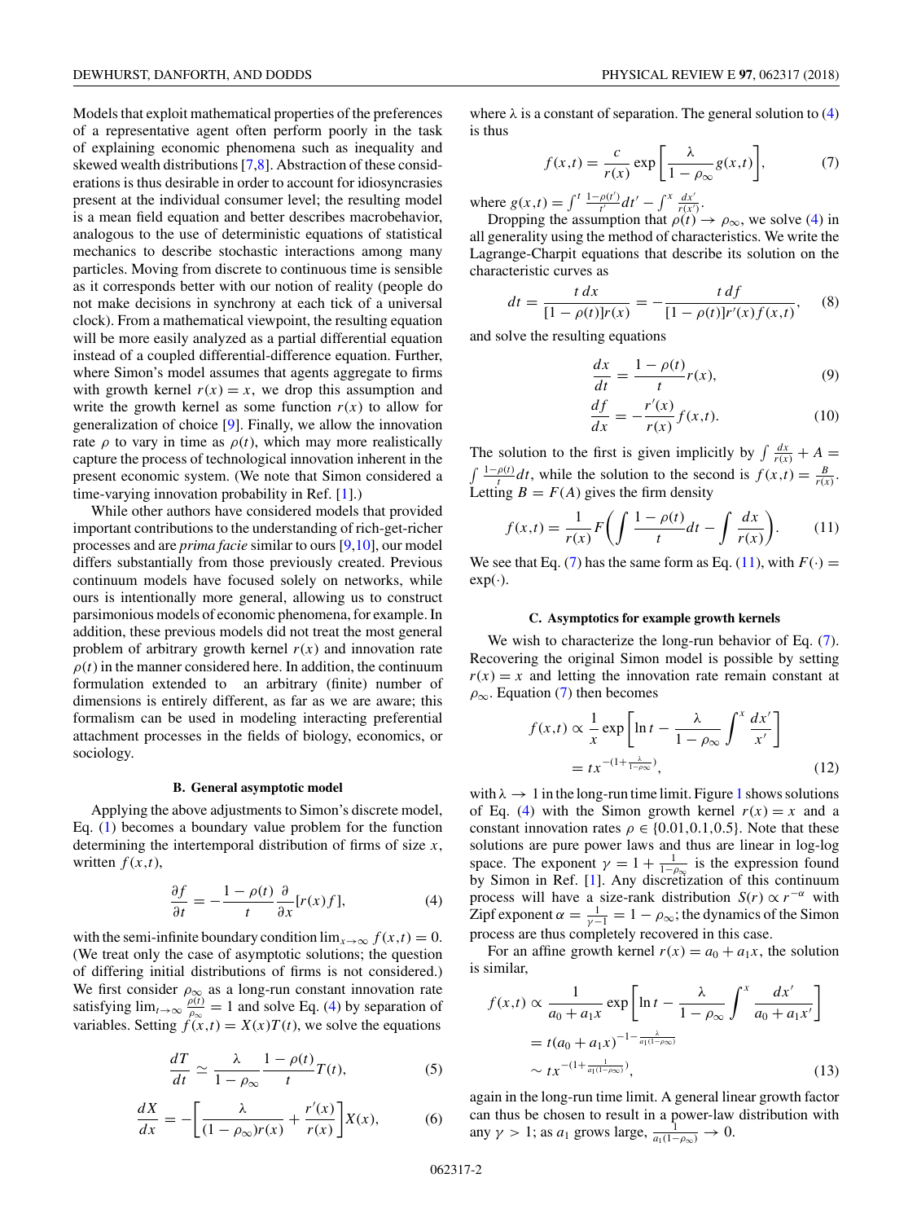Models that exploit mathematical properties of the preferences of a representative agent often perform poorly in the task of explaining economic phenomena such as inequality and skewed wealth distributions [7,8]. Abstraction of these considerations is thus desirable in order to account for idiosyncrasies present at the individual consumer level; the resulting model is a mean field equation and better describes macrobehavior, analogous to the use of deterministic equations of statistical mechanics to describe stochastic interactions among many particles. Moving from discrete to continuous time is sensible as it corresponds better with our notion of reality (people do not make decisions in synchrony at each tick of a universal clock). From a mathematical viewpoint, the resulting equation will be more easily analyzed as a partial differential equation instead of a coupled differential-difference equation. Further, where Simon's model assumes that agents aggregate to firms with growth kernel $r(x) = x$, we drop this assumption and write the growth kernel as some function $r(x)$ to allow for generalization of choice [9]. Finally, we allow the innovation rate $\rho$ to vary in time as $\rho(t)$, which may more realistically capture the process of technological innovation inherent in the present economic system. (We note that Simon considered a time-varying innovation probability in Ref. [1].)

While other authors have considered models that provided important contributions to the understanding of rich-get-richer processes and are *prima facie* similar to ours [9,10], our model differs substantially from those previously created. Previous continuum models have focused solely on networks, while ours is intentionally more general, allowing us to construct parsimonious models of economic phenomena, for example. In addition, these previous models did not treat the most general problem of arbitrary growth kernel $r(x)$ and innovation rate $\rho(t)$ in the manner considered here. In addition, the continuum formulation extended to an arbitrary (finite) number of dimensions is entirely different, as far as we are aware; this formalism can be used in modeling interacting preferential attachment processes in the fields of biology, economics, or sociology.

### B. General asymptotic model

Applying the above adjustments to Simon's discrete model, Eq. (1) becomes a boundary value problem for the function determining the intertemporal distribution of firms of size $x$, written $f(x,t)$,

$$\frac{\partial f}{\partial t} = -\frac{1-\rho(t)}{t}\frac{\partial}{\partial x}[r(x)f], \tag{4}$$

with the semi-infinite boundary condition $\lim_{x\to\infty} f(x,t) = 0$. (We treat only the case of asymptotic solutions; the question of differing initial distributions of firms is not considered.) We first consider $\rho_\infty$ as a long-run constant innovation rate satisfying $\lim_{t\to\infty}\frac{\rho(t)}{\rho_\infty} = 1$ and solve Eq. (4) by separation of variables. Setting $f(x,t) = X(x)T(t)$, we solve the equations

$$\frac{dT}{dt} \simeq \frac{\lambda}{1-\rho_\infty}\frac{1-\rho(t)}{t}T(t), \tag{5}$$

$$\frac{dX}{dx} = -\left[\frac{\lambda}{(1-\rho_\infty)r(x)} + \frac{r'(x)}{r(x)}\right]X(x), \tag{6}$$

where $\lambda$ is a constant of separation. The general solution to (4) is thus

$$f(x,t) = \frac{c}{r(x)}\exp\left[\frac{\lambda}{1-\rho_\infty}g(x,t)\right], \tag{7}$$

where $g(x,t) = \int^t \frac{1-\rho(t')}{t'}dt' - \int^x \frac{dx'}{r(x')}$.

Dropping the assumption that $\rho(t) \to \rho_\infty$, we solve (4) in all generality using the method of characteristics. We write the Lagrange-Charpit equations that describe its solution on the characteristic curves as

$$dt = \frac{t\,dx}{[1-\rho(t)]r(x)} = -\frac{t\,df}{[1-\rho(t)]r'(x)f(x,t)}, \tag{8}$$

and solve the resulting equations

$$\frac{dx}{dt} = \frac{1-\rho(t)}{t}r(x), \tag{9}$$

$$\frac{df}{dx} = -\frac{r'(x)}{r(x)}f(x,t). \tag{10}$$

The solution to the first is given implicitly by $\int \frac{dx}{r(x)} + A = \int \frac{1-\rho(t)}{t}dt$, while the solution to the second is $f(x,t) = \frac{B}{r(x)}$. Letting $B = F(A)$ gives the firm density

$$f(x,t) = \frac{1}{r(x)}F\left(\int \frac{1-\rho(t)}{t}dt - \int \frac{dx}{r(x)}\right). \tag{11}$$

We see that Eq. (7) has the same form as Eq. (11), with $F(\cdot) = \exp(\cdot)$.

### C. Asymptotics for example growth kernels

We wish to characterize the long-run behavior of Eq. (7). Recovering the original Simon model is possible by setting $r(x) = x$ and letting the innovation rate remain constant at $\rho_\infty$. Equation (7) then becomes

$$\begin{aligned} f(x,t) &\propto \frac{1}{x}\exp\left[\ln t - \frac{\lambda}{1-\rho_\infty}\int^x \frac{dx'}{x'}\right] \\ &= t x^{-(1+\frac{\lambda}{1-\rho_\infty})}, \end{aligned} \tag{12}$$

with $\lambda \to 1$ in the long-run time limit. Figure 1 shows solutions of Eq. (4) with the Simon growth kernel $r(x) = x$ and a constant innovation rates $\rho \in \{0.01, 0.1, 0.5\}$. Note that these solutions are pure power laws and thus are linear in log-log space. The exponent $\gamma = 1 + \frac{1}{1-\rho_\infty}$ is the expression found by Simon in Ref. [1]. Any discretization of this continuum process will have a size-rank distribution $S(r) \propto r^{-\alpha}$ with Zipf exponent $\alpha = \frac{1}{\gamma - 1} = 1 - \rho_\infty$; the dynamics of the Simon process are thus completely recovered in this case.

For an affine growth kernel $r(x) = a_0 + a_1 x$, the solution is similar,

$$\begin{aligned} f(x,t) &\propto \frac{1}{a_0 + a_1 x}\exp\left[\ln t - \frac{\lambda}{1-\rho_\infty}\int^x \frac{dx'}{a_0 + a_1 x'}\right] \\ &= t(a_0 + a_1 x)^{-1-\frac{\lambda}{a_1(1-\rho_\infty)}} \\ &\sim t x^{-(1+\frac{1}{a_1(1-\rho_\infty)})}, \end{aligned} \tag{13}$$

again in the long-run time limit. A general linear growth factor can thus be chosen to result in a power-law distribution with any $\gamma > 1$; as $a_1$ grows large, $\frac{1}{a_1(1-\rho_\infty)} \to 0$.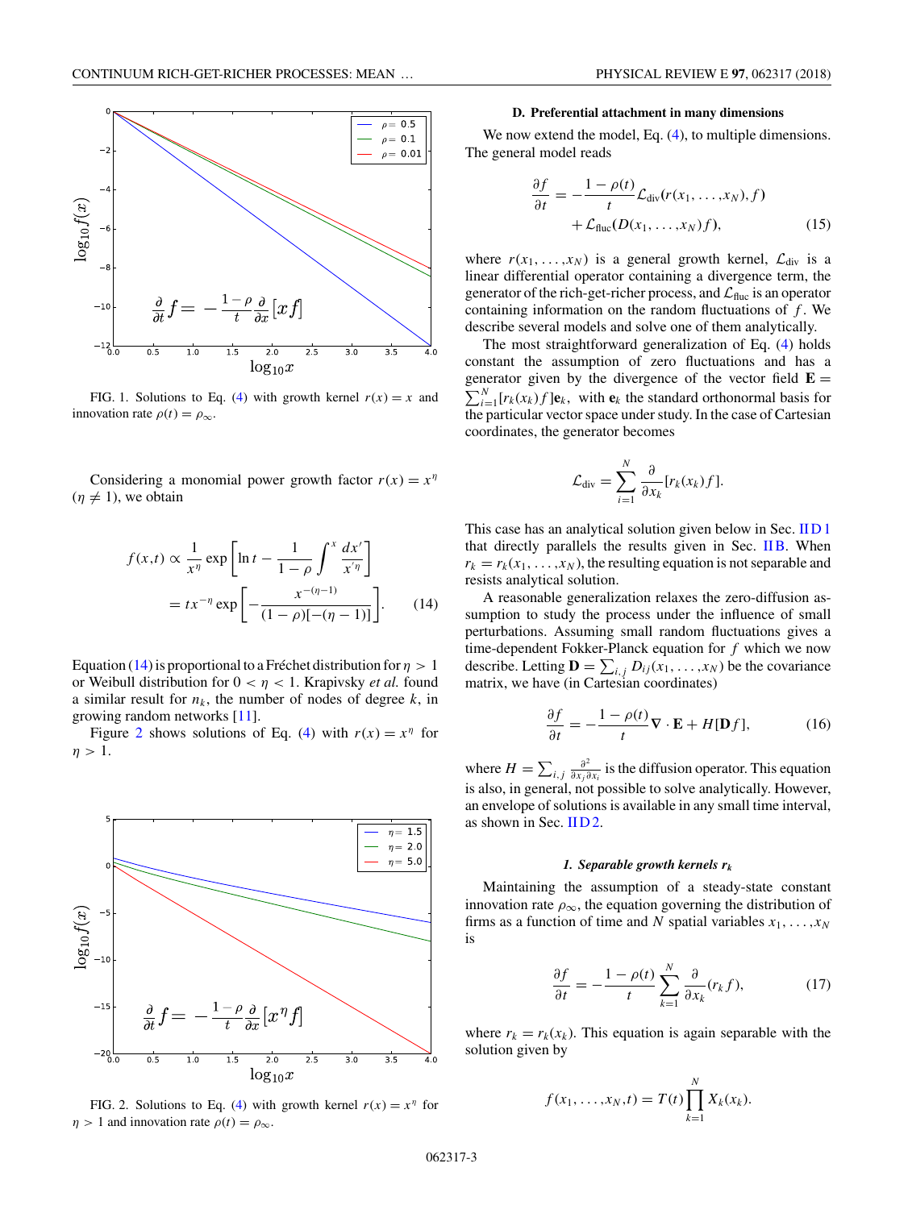FIG. 1. Solutions to Eq. (4) with growth kernel $r(x) = x$ and innovation rate $\rho(t) = \rho_\infty$.

Considering a monomial power growth factor $r(x) = x^\eta$ ($\eta \neq 1$), we obtain

$$f(x,t) \propto \frac{1}{x^\eta} \exp\left[\ln t - \frac{1}{1-\rho}\int^x \frac{dx'}{x'^\eta}\right]$$
$$= t x^{-\eta} \exp\left[-\frac{x^{-(\eta-1)}}{(1-\rho)[-(\eta-1)]}\right]. \qquad (14)$$

Equation (14) is proportional to a Fréchet distribution for $\eta > 1$ or Weibull distribution for $0 < \eta < 1$. Krapivsky *et al.* found a similar result for $n_k$, the number of nodes of degree $k$, in growing random networks [11].

Figure 2 shows solutions of Eq. (4) with $r(x) = x^\eta$ for $\eta > 1$.

FIG. 2. Solutions to Eq. (4) with growth kernel $r(x) = x^\eta$ for $\eta > 1$ and innovation rate $\rho(t) = \rho_\infty$.

### D. Preferential attachment in many dimensions

We now extend the model, Eq. (4), to multiple dimensions. The general model reads

$$\frac{\partial f}{\partial t} = -\frac{1-\rho(t)}{t}\mathcal{L}_{\text{div}}(r(x_1,\ldots,x_N), f) + \mathcal{L}_{\text{fluc}}(D(x_1,\ldots,x_N)f), \qquad (15)$$

where $r(x_1,\ldots,x_N)$ is a general growth kernel, $\mathcal{L}_{\text{div}}$ is a linear differential operator containing a divergence term, the generator of the rich-get-richer process, and $\mathcal{L}_{\text{fluc}}$ is an operator containing information on the random fluctuations of $f$. We describe several models and solve one of them analytically.

The most straightforward generalization of Eq. (4) holds constant the assumption of zero fluctuations and has a generator given by the divergence of the vector field $\mathbf{E} = \sum_{i=1}^N [r_k(x_k) f]\mathbf{e}_k$, with $\mathbf{e}_k$ the standard orthonormal basis for the particular vector space under study. In the case of Cartesian coordinates, the generator becomes

$$\mathcal{L}_{\text{div}} = \sum_{i=1}^N \frac{\partial}{\partial x_k}[r_k(x_k) f].$$

This case has an analytical solution given below in Sec. II D 1 that directly parallels the results given in Sec. II B. When $r_k = r_k(x_1,\ldots,x_N)$, the resulting equation is not separable and resists analytical solution.

A reasonable generalization relaxes the zero-diffusion assumption to study the process under the influence of small perturbations. Assuming small random fluctuations gives a time-dependent Fokker-Planck equation for $f$ which we now describe. Letting $\mathbf{D} = \sum_{i,j} D_{ij}(x_1,\ldots,x_N)$ be the covariance matrix, we have (in Cartesian coordinates)

$$\frac{\partial f}{\partial t} = -\frac{1-\rho(t)}{t}\nabla \cdot \mathbf{E} + H[\mathbf{D}f], \qquad (16)$$

where $H = \sum_{i,j} \frac{\partial^2}{\partial x_j \partial x_i}$ is the diffusion operator. This equation is also, in general, not possible to solve analytically. However, an envelope of solutions is available in any small time interval, as shown in Sec. II D 2.

#### *1. Separable growth kernels $r_k$*

Maintaining the assumption of a steady-state constant innovation rate $\rho_\infty$, the equation governing the distribution of firms as a function of time and $N$ spatial variables $x_1,\ldots,x_N$ is

$$\frac{\partial f}{\partial t} = -\frac{1-\rho(t)}{t}\sum_{k=1}^N \frac{\partial}{\partial x_k}(r_k f), \qquad (17)$$

where $r_k = r_k(x_k)$. This equation is again separable with the solution given by

$$f(x_1,\ldots,x_N,t) = T(t)\prod_{k=1}^N X_k(x_k).$$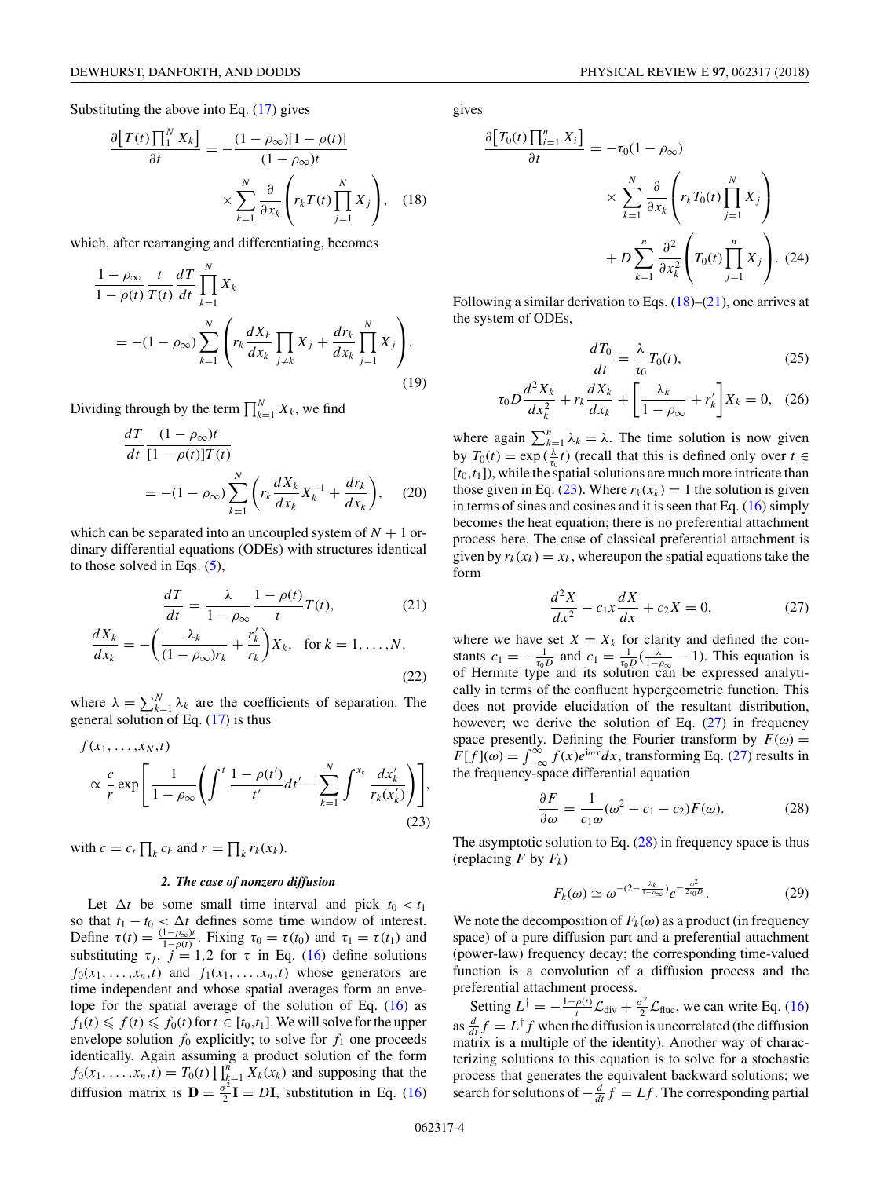Substituting the above into Eq. (17) gives

$$\frac{\partial\left[T(t)\prod_1^N X_k\right]}{\partial t} = -\frac{(1-\rho_\infty)[1-\rho(t)]}{(1-\rho_\infty)t} \times \sum_{k=1}^N \frac{\partial}{\partial x_k}\left(r_k T(t)\prod_{j=1}^N X_j\right), \quad (18)$$

which, after rearranging and differentiating, becomes

$$\frac{1-\rho_\infty}{1-\rho(t)}\frac{t}{T(t)}\frac{dT}{dt}\prod_{k=1}^N X_k = -(1-\rho_\infty)\sum_{k=1}^N\left(r_k\frac{dX_k}{dx_k}\prod_{j\neq k}X_j + \frac{dr_k}{dx_k}\prod_{j=1}^N X_j\right). \quad (19)$$

Dividing through by the term $\prod_{k=1}^N X_k$, we find

$$\frac{dT}{dt}\frac{(1-\rho_\infty)t}{[1-\rho(t)]T(t)} = -(1-\rho_\infty)\sum_{k=1}^N\left(r_k\frac{dX_k}{dx_k}X_k^{-1} + \frac{dr_k}{dx_k}\right), \quad (20)$$

which can be separated into an uncoupled system of $N+1$ ordinary differential equations (ODEs) with structures identical to those solved in Eqs. (5),

$$\frac{dT}{dt} = \frac{\lambda}{1-\rho_\infty}\frac{1-\rho(t)}{t}T(t), \quad (21)$$

$$\frac{dX_k}{dx_k} = -\left(\frac{\lambda_k}{(1-\rho_\infty)r_k} + \frac{r_k'}{r_k}\right)X_k, \quad \text{for } k=1,\ldots,N, \quad (22)$$

where $\lambda = \sum_{k=1}^N \lambda_k$ are the coefficients of separation. The general solution of Eq. (17) is thus

$$f(x_1,\ldots,x_N,t) \propto \frac{c}{r}\exp\left[\frac{1}{1-\rho_\infty}\left(\int^t \frac{1-\rho(t')}{t'}dt' - \sum_{k=1}^N\int^{x_k}\frac{dx_k'}{r_k(x_k')}\right)\right], \quad (23)$$

with $c = c_t\prod_k c_k$ and $r = \prod_k r_k(x_k)$.

### *2. The case of nonzero diffusion*

Let $\Delta t$ be some small time interval and pick $t_0 < t_1$ so that $t_1 - t_0 < \Delta t$ defines some time window of interest. Define $\tau(t) = \frac{(1-\rho_\infty)t}{1-\rho(t)}$. Fixing $\tau_0 = \tau(t_0)$ and $\tau_1 = \tau(t_1)$ and substituting $\tau_j$, $j = 1,2$ for $\tau$ in Eq. (16) define solutions $f_0(x_1,\ldots,x_n,t)$ and $f_1(x_1,\ldots,x_n,t)$ whose generators are time independent and whose spatial averages form an envelope for the spatial average of the solution of Eq. (16) as $f_1(t) \leqslant f(t) \leqslant f_0(t)$ for $t \in [t_0,t_1]$. We will solve for the upper envelope solution $f_0$ explicitly; to solve for $f_1$ one proceeds identically. Again assuming a product solution of the form $f_0(x_1,\ldots,x_n,t) = T_0(t)\prod_{k=1}^n X_k(x_k)$ and supposing that the diffusion matrix is $\mathbf{D} = \frac{\sigma^2}{2}\mathbf{I} = D\mathbf{I}$, substitution in Eq. (16) gives

$$\frac{\partial\left[T_0(t)\prod_{i=1}^n X_i\right]}{\partial t} = -\tau_0(1-\rho_\infty) \times \sum_{k=1}^N\frac{\partial}{\partial x_k}\left(r_k T_0(t)\prod_{j=1}^N X_j\right) + D\sum_{k=1}^n\frac{\partial^2}{\partial x_k^2}\left(T_0(t)\prod_{j=1}^n X_j\right). \quad (24)$$

Following a similar derivation to Eqs. (18)–(21), one arrives at the system of ODEs,

$$\frac{dT_0}{dt} = \frac{\lambda}{\tau_0}T_0(t), \quad (25)$$

$$\tau_0 D\frac{d^2X_k}{dx_k^2} + r_k\frac{dX_k}{dx_k} + \left[\frac{\lambda_k}{1-\rho_\infty} + r_k'\right]X_k = 0, \quad (26)$$

where again $\sum_{k=1}^n \lambda_k = \lambda$. The time solution is now given by $T_0(t) = \exp(\frac{\lambda}{\tau_0}t)$ (recall that this is defined only over $t \in [t_0,t_1]$), while the spatial solutions are much more intricate than those given in Eq. (23). Where $r_k(x_k) = 1$ the solution is given in terms of sines and cosines and it is seen that Eq. (16) simply becomes the heat equation; there is no preferential attachment process here. The case of classical preferential attachment is given by $r_k(x_k) = x_k$, whereupon the spatial equations take the form

$$\frac{d^2X}{dx^2} - c_1 x\frac{dX}{dx} + c_2 X = 0, \quad (27)$$

where we have set $X = X_k$ for clarity and defined the constants $c_1 = -\frac{1}{\tau_0 D}$ and $c_1 = \frac{1}{\tau_0 D}(\frac{\lambda}{1-\rho_\infty} - 1)$. This equation is of Hermite type and its solution can be expressed analytically in terms of the confluent hypergeometric function. This does not provide elucidation of the resultant distribution, however; we derive the solution of Eq. (27) in frequency space presently. Defining the Fourier transform by $F(\omega) = F[f](\omega) = \int_{-\infty}^{\infty} f(x)e^{\mathrm{i}\omega x}dx$, transforming Eq. (27) results in the frequency-space differential equation

$$\frac{\partial F}{\partial\omega} = \frac{1}{c_1\omega}(\omega^2 - c_1 - c_2)F(\omega). \quad (28)$$

The asymptotic solution to Eq. (28) in frequency space is thus (replacing $F$ by $F_k$)

$$F_k(\omega) \simeq \omega^{-(2-\frac{\lambda_k}{1-\rho_\infty})}e^{-\frac{\omega^2}{2\tau_0 D}}. \quad (29)$$

We note the decomposition of $F_k(\omega)$ as a product (in frequency space) of a pure diffusion part and a preferential attachment (power-law) frequency decay; the corresponding time-valued function is a convolution of a diffusion process and the preferential attachment process.

Setting $L^\dagger = -\frac{1-\rho(t)}{t}\mathcal{L}_{\text{div}} + \frac{\sigma^2}{2}\mathcal{L}_{\text{fluc}}$, we can write Eq. (16) as $\frac{d}{dt}f = L^\dagger f$ when the diffusion is uncorrelated (the diffusion matrix is a multiple of the identity). Another way of characterizing solutions to this equation is to solve for a stochastic process that generates the equivalent backward solutions; we search for solutions of $-\frac{d}{dt}f = Lf$. The corresponding partial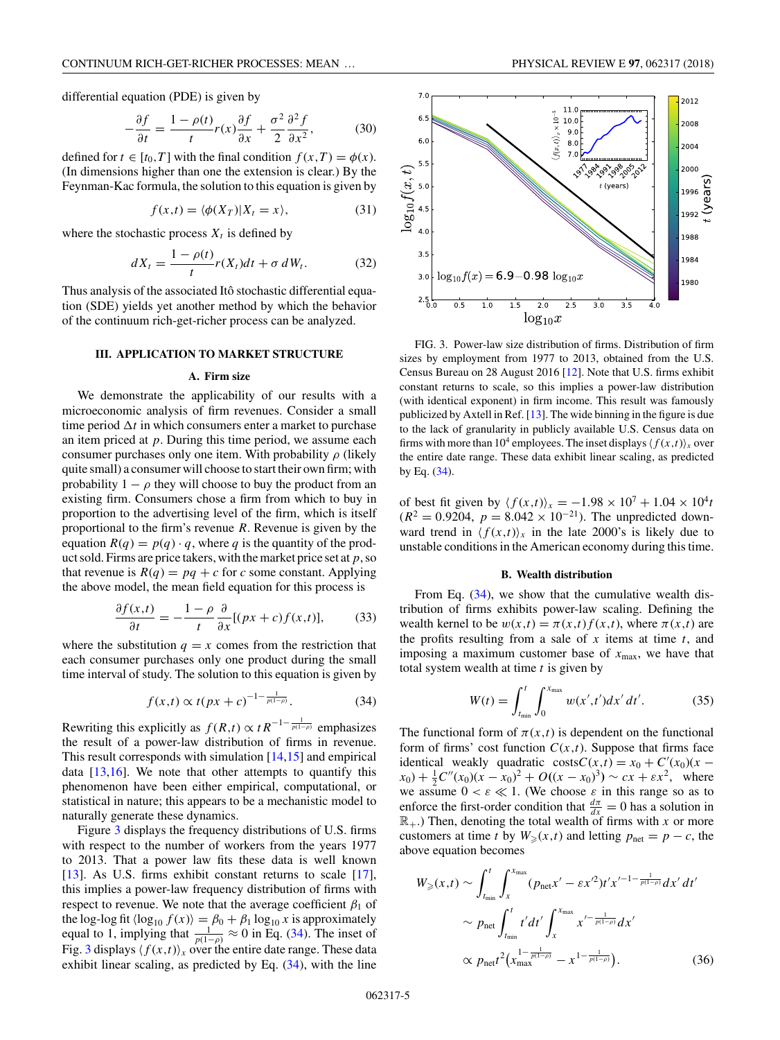differential equation (PDE) is given by

$$-\frac{\partial f}{\partial t} = \frac{1-\rho(t)}{t} r(x) \frac{\partial f}{\partial x} + \frac{\sigma^2}{2} \frac{\partial^2 f}{\partial x^2}, \tag{30}$$

defined for $t \in [t_0, T]$ with the final condition $f(x,T) = \phi(x)$. (In dimensions higher than one the extension is clear.) By the Feynman-Kac formula, the solution to this equation is given by

$$f(x,t) = \langle \phi(X_T) | X_t = x \rangle, \tag{31}$$

where the stochastic process $X_t$ is defined by

$$dX_t = \frac{1-\rho(t)}{t} r(X_t) dt + \sigma \, dW_t. \tag{32}$$

Thus analysis of the associated Itô stochastic differential equation (SDE) yields yet another method by which the behavior of the continuum rich-get-richer process can be analyzed.

## III. APPLICATION TO MARKET STRUCTURE

### A. Firm size

We demonstrate the applicability of our results with a microeconomic analysis of firm revenues. Consider a small time period $\Delta t$ in which consumers enter a market to purchase an item priced at $p$. During this time period, we assume each consumer purchases only one item. With probability $\rho$ (likely quite small) a consumer will choose to start their own firm; with probability $1-\rho$ they will choose to buy the product from an existing firm. Consumers chose a firm from which to buy in proportion to the advertising level of the firm, which is itself proportional to the firm's revenue $R$. Revenue is given by the equation $R(q) = p(q) \cdot q$, where $q$ is the quantity of the product sold. Firms are price takers, with the market price set at $p$, so that revenue is $R(q) = pq + c$ for $c$ some constant. Applying the above model, the mean field equation for this process is

$$\frac{\partial f(x,t)}{\partial t} = -\frac{1-\rho}{t} \frac{\partial}{\partial x}[(px+c) f(x,t)], \tag{33}$$

where the substitution $q = x$ comes from the restriction that each consumer purchases only one product during the small time interval of study. The solution to this equation is given by

$$f(x,t) \propto t(px+c)^{-1-\frac{1}{p(1-\rho)}}. \tag{34}$$

Rewriting this explicitly as $f(R,t) \propto t R^{-1-\frac{1}{p(1-\rho)}}$ emphasizes the result of a power-law distribution of firms in revenue. This result corresponds with simulation [14,15] and empirical data [13,16]. We note that other attempts to quantify this phenomenon have been either empirical, computational, or statistical in nature; this appears to be a mechanistic model to naturally generate these dynamics.

Figure 3 displays the frequency distributions of U.S. firms with respect to the number of workers from the years 1977 to 2013. That a power law fits these data is well known [13]. As U.S. firms exhibit constant returns to scale [17], this implies a power-law frequency distribution of firms with respect to revenue. We note that the average coefficient $\beta_1$ of the log-log fit $\langle \log_{10} f(x) \rangle = \beta_0 + \beta_1 \log_{10} x$ is approximately equal to 1, implying that $\frac{1}{p(1-\rho)} \approx 0$ in Eq. (34). The inset of Fig. 3 displays $\langle f(x,t) \rangle_x$ over the entire date range. These data exhibit linear scaling, as predicted by Eq. (34), with the line of best fit given by $\langle f(x,t) \rangle_x = -1.98 \times 10^7 + 1.04 \times 10^4 t$ ($R^2 = 0.9204$, $p = 8.042 \times 10^{-21}$). The unpredicted downward trend in $\langle f(x,t) \rangle_x$ in the late 2000's is likely due to unstable conditions in the American economy during this time.

FIG. 3. Power-law size distribution of firms. Distribution of firm sizes by employment from 1977 to 2013, obtained from the U.S. Census Bureau on 28 August 2016 [12]. Note that U.S. firms exhibit constant returns to scale, so this implies a power-law distribution (with identical exponent) in firm income. This result was famously publicized by Axtell in Ref. [13]. The wide binning in the figure is due to the lack of granularity in publicly available U.S. Census data on firms with more than $10^4$ employees. The inset displays $\langle f(x,t) \rangle_x$ over the entire date range. These data exhibit linear scaling, as predicted by Eq. (34).

### B. Wealth distribution

From Eq. (34), we show that the cumulative wealth distribution of firms exhibits power-law scaling. Defining the wealth kernel to be $w(x,t) = \pi(x,t) f(x,t)$, where $\pi(x,t)$ are the profits resulting from a sale of $x$ items at time $t$, and imposing a maximum customer base of $x_{\max}$, we have that total system wealth at time $t$ is given by

$$W(t) = \int_{t_{\min}}^{t} \int_0^{x_{\max}} w(x',t') dx' \, dt'. \tag{35}$$

The functional form of $\pi(x,t)$ is dependent on the functional form of firms' cost function $C(x,t)$. Suppose that firms face identical weakly quadratic costs $C(x,t) = x_0 + C'(x_0)(x - x_0) + \frac{1}{2}C''(x_0)(x-x_0)^2 + O((x-x_0)^3) \sim cx + \varepsilon x^2$, where we assume $0 < \varepsilon \ll 1$. (We choose $\varepsilon$ in this range so as to enforce the first-order condition that $\frac{d\pi}{dx} = 0$ has a solution in $\mathbb{R}_+$.) Then, denoting the total wealth of firms with $x$ or more customers at time $t$ by $W_{\geqslant}(x,t)$ and letting $p_{\text{net}} = p - c$, the above equation becomes

$$\begin{aligned}
W_{\geqslant}(x,t) &\sim \int_{t_{\min}}^{t} \int_x^{x_{\max}} (p_{\text{net}} x' - \varepsilon x'^2) t' x'^{-1-\frac{1}{p(1-\rho)}} dx' \, dt' \\
&\sim p_{\text{net}} \int_{t_{\min}}^{t} t' dt' \int_x^{x_{\max}} x'^{-\frac{1}{p(1-\rho)}} dx' \\
&\propto p_{\text{net}} t^2 \left( x_{\max}^{1-\frac{1}{p(1-\rho)}} - x^{1-\frac{1}{p(1-\rho)}} \right).
\end{aligned} \tag{36}$$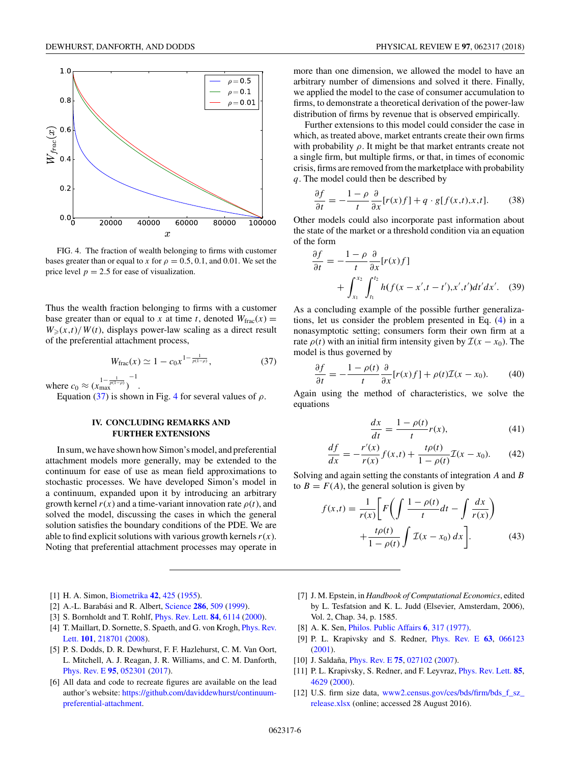FIG. 4. The fraction of wealth belonging to firms with customer bases greater than or equal to $x$ for $\rho = 0.5, 0.1$, and $0.01$. We set the price level $p = 2.5$ for ease of visualization.

Thus the wealth fraction belonging to firms with a customer base greater than or equal to $x$ at time $t$, denoted $W_{\text{frac}}(x) = W_{\geqslant}(x,t)/W(t)$, displays power-law scaling as a direct result of the preferential attachment process,

$$W_{\text{frac}}(x) \simeq 1 - c_0 x^{1-\frac{1}{p(1-\rho)}}, \tag{37}$$

where $c_0 \approx \left(x_{\max}^{1-\frac{1}{p(1-\rho)}}\right)^{-1}$.

Equation (37) is shown in Fig. 4 for several values of $\rho$.

## IV. CONCLUDING REMARKS AND FURTHER EXTENSIONS

In sum, we have shown how Simon's model, and preferential attachment models more generally, may be extended to the continuum for ease of use as mean field approximations to stochastic processes. We have developed Simon's model in a continuum, expanded upon it by introducing an arbitrary growth kernel $r(x)$ and a time-variant innovation rate $\rho(t)$, and solved the model, discussing the cases in which the general solution satisfies the boundary conditions of the PDE. We are able to find explicit solutions with various growth kernels $r(x)$. Noting that preferential attachment processes may operate in more than one dimension, we allowed the model to have an arbitrary number of dimensions and solved it there. Finally, we applied the model to the case of consumer accumulation to firms, to demonstrate a theoretical derivation of the power-law distribution of firms by revenue that is observed empirically.

Further extensions to this model could consider the case in which, as treated above, market entrants create their own firms with probability $\rho$. It might be that market entrants create not a single firm, but multiple firms, or that, in times of economic crisis, firms are removed from the marketplace with probability $q$. The model could then be described by

$$\frac{\partial f}{\partial t} = -\frac{1-\rho}{t}\frac{\partial}{\partial x}[r(x)f] + q \cdot g[f(x,t),x,t]. \tag{38}$$

Other models could also incorporate past information about the state of the market or a threshold condition via an equation of the form

$$\frac{\partial f}{\partial t} = -\frac{1-\rho}{t}\frac{\partial}{\partial x}[r(x)f] + \int_{x_1}^{x_2}\int_{t_1}^{t_2} h(f(x-x',t-t'),x',t')dt'dx'. \tag{39}$$

As a concluding example of the possible further generalizations, let us consider the problem presented in Eq. (4) in a nonasymptotic setting; consumers form their own firm at a rate $\rho(t)$ with an initial firm intensity given by $\mathcal{I}(x-x_0)$. The model is thus governed by

$$\frac{\partial f}{\partial t} = -\frac{1-\rho(t)}{t}\frac{\partial}{\partial x}[r(x)f] + \rho(t)\mathcal{I}(x-x_0). \tag{40}$$

Again using the method of characteristics, we solve the equations

$$\frac{dx}{dt} = \frac{1-\rho(t)}{t}r(x), \tag{41}$$

$$\frac{df}{dx} = -\frac{r'(x)}{r(x)}f(x,t) + \frac{t\rho(t)}{1-\rho(t)}\mathcal{I}(x-x_0). \tag{42}$$

Solving and again setting the constants of integration $A$ and $B$ to $B = F(A)$, the general solution is given by

$$f(x,t) = \frac{1}{r(x)}\left[F\left(\int \frac{1-\rho(t)}{t}dt - \int \frac{dx}{r(x)}\right) + \frac{t\rho(t)}{1-\rho(t)}\int \mathcal{I}(x-x_0)\,dx\right]. \tag{43}$$

---

[1] H. A. Simon, Biometrika **42**, 425 (1955).

[2] A.-L. Barabási and R. Albert, Science **286**, 509 (1999).

[3] S. Bornholdt and T. Rohlf, Phys. Rev. Lett. **84**, 6114 (2000).

[4] T. Maillart, D. Sornette, S. Spaeth, and G. von Krogh, Phys. Rev. Lett. **101**, 218701 (2008).

[5] P. S. Dodds, D. R. Dewhurst, F. F. Hazlehurst, C. M. Van Oort, L. Mitchell, A. J. Reagan, J. R. Williams, and C. M. Danforth, Phys. Rev. E **95**, 052301 (2017).

[6] All data and code to recreate figures are available on the lead author's website: https://github.com/daviddewhurst/continuum-preferential-attachment.

[7] J. M. Epstein, in *Handbook of Computational Economics*, edited by L. Tesfatsion and K. L. Judd (Elsevier, Amsterdam, 2006), Vol. 2, Chap. 34, p. 1585.

[8] A. K. Sen, Philos. Public Affairs **6**, 317 (1977).

[9] P. L. Krapivsky and S. Redner, Phys. Rev. E **63**, 066123 (2001).

[10] J. Saldaña, Phys. Rev. E **75**, 027102 (2007).

[11] P. L. Krapivsky, S. Redner, and F. Leyvraz, Phys. Rev. Lett. **85**, 4629 (2000).

[12] U.S. firm size data, www2.census.gov/ces/bds/firm/bds_f_sz_release.xlsx (online; accessed 28 August 2016).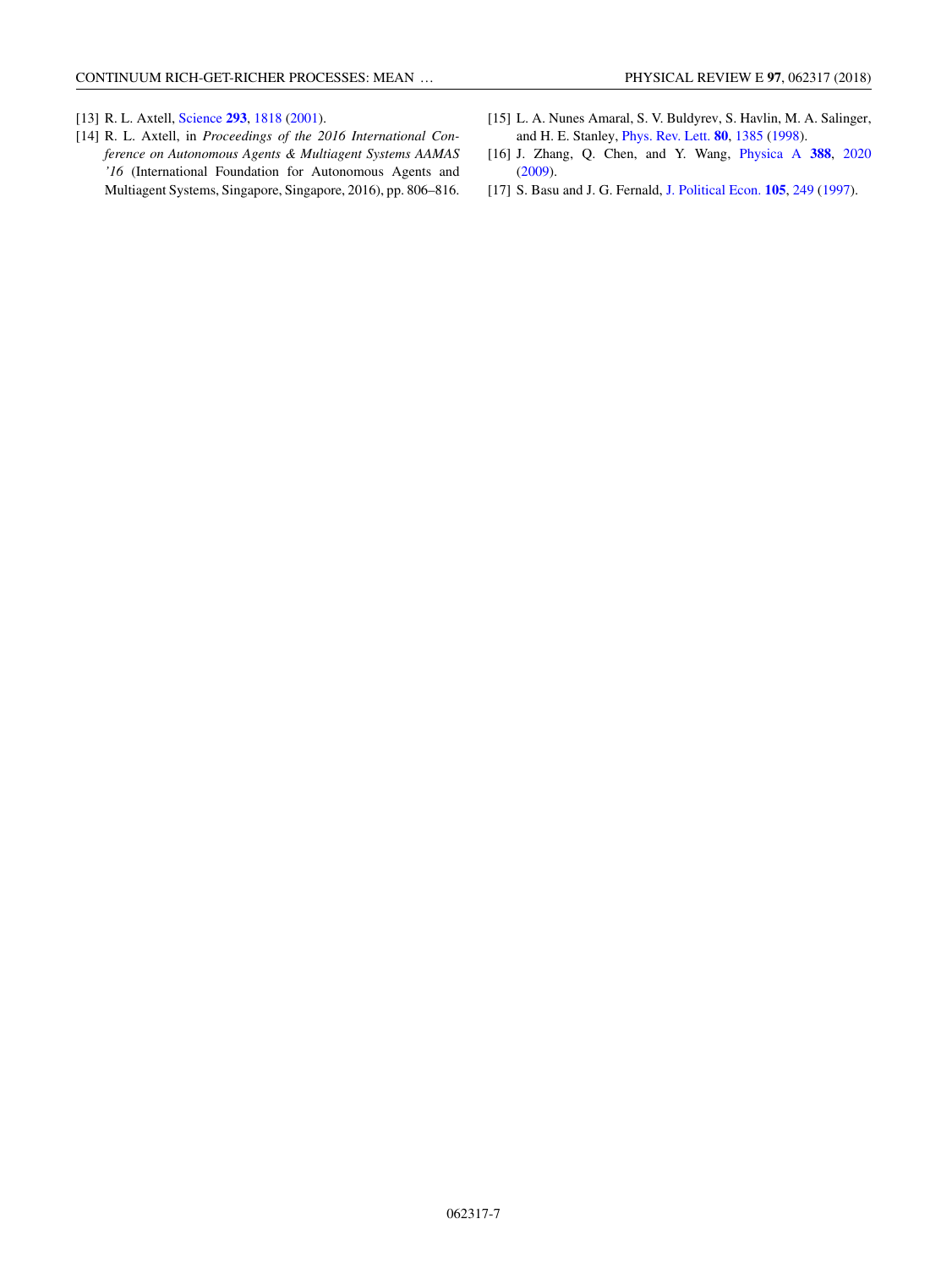[13] R. L. Axtell, Science **293**, 1818 (2001).

[14] R. L. Axtell, in *Proceedings of the 2016 International Conference on Autonomous Agents & Multiagent Systems AAMAS '16* (International Foundation for Autonomous Agents and Multiagent Systems, Singapore, Singapore, 2016), pp. 806–816.

[15] L. A. Nunes Amaral, S. V. Buldyrev, S. Havlin, M. A. Salinger, and H. E. Stanley, Phys. Rev. Lett. **80**, 1385 (1998).

[16] J. Zhang, Q. Chen, and Y. Wang, Physica A **388**, 2020 (2009).

[17] S. Basu and J. G. Fernald, J. Political Econ. **105**, 249 (1997).